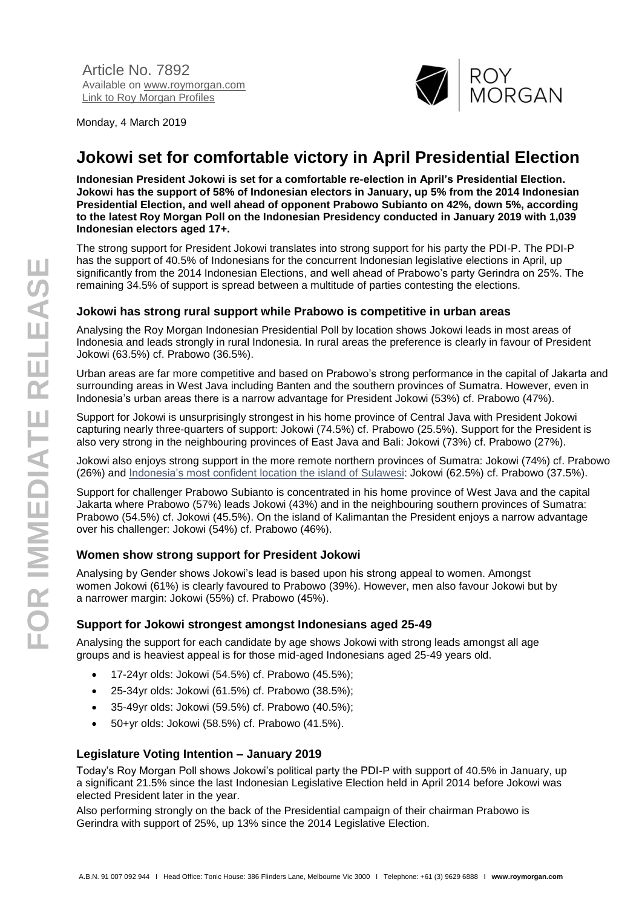Article No. 7892
Available on www.roymorgan.com
Link to Roy Morgan Profiles

Monday, 4 March 2019

# Jokowi set for comfortable victory in April Presidential Election

**Indonesian President Jokowi is set for a comfortable re-election in April's Presidential Election. Jokowi has the support of 58% of Indonesian electors in January, up 5% from the 2014 Indonesian Presidential Election, and well ahead of opponent Prabowo Subianto on 42%, down 5%, according to the latest Roy Morgan Poll on the Indonesian Presidency conducted in January 2019 with 1,039 Indonesian electors aged 17+.**

The strong support for President Jokowi translates into strong support for his party the PDI-P. The PDI-P has the support of 40.5% of Indonesians for the concurrent Indonesian legislative elections in April, up significantly from the 2014 Indonesian Elections, and well ahead of Prabowo's party Gerindra on 25%. The remaining 34.5% of support is spread between a multitude of parties contesting the elections.

### Jokowi has strong rural support while Prabowo is competitive in urban areas

Analysing the Roy Morgan Indonesian Presidential Poll by location shows Jokowi leads in most areas of Indonesia and leads strongly in rural Indonesia. In rural areas the preference is clearly in favour of President Jokowi (63.5%) cf. Prabowo (36.5%).

Urban areas are far more competitive and based on Prabowo's strong performance in the capital of Jakarta and surrounding areas in West Java including Banten and the southern provinces of Sumatra. However, even in Indonesia's urban areas there is a narrow advantage for President Jokowi (53%) cf. Prabowo (47%).

Support for Jokowi is unsurprisingly strongest in his home province of Central Java with President Jokowi capturing nearly three-quarters of support: Jokowi (74.5%) cf. Prabowo (25.5%). Support for the President is also very strong in the neighbouring provinces of East Java and Bali: Jokowi (73%) cf. Prabowo (27%).

Jokowi also enjoys strong support in the more remote northern provinces of Sumatra: Jokowi (74%) cf. Prabowo (26%) and Indonesia's most confident location the island of Sulawesi: Jokowi (62.5%) cf. Prabowo (37.5%).

Support for challenger Prabowo Subianto is concentrated in his home province of West Java and the capital Jakarta where Prabowo (57%) leads Jokowi (43%) and in the neighbouring southern provinces of Sumatra: Prabowo (54.5%) cf. Jokowi (45.5%). On the island of Kalimantan the President enjoys a narrow advantage over his challenger: Jokowi (54%) cf. Prabowo (46%).

### Women show strong support for President Jokowi

Analysing by Gender shows Jokowi's lead is based upon his strong appeal to women. Amongst women Jokowi (61%) is clearly favoured to Prabowo (39%). However, men also favour Jokowi but by a narrower margin: Jokowi (55%) cf. Prabowo (45%).

### Support for Jokowi strongest amongst Indonesians aged 25-49

Analysing the support for each candidate by age shows Jokowi with strong leads amongst all age groups and is heaviest appeal is for those mid-aged Indonesians aged 25-49 years old.

- 17-24yr olds: Jokowi (54.5%) cf. Prabowo (45.5%);
- 25-34yr olds: Jokowi (61.5%) cf. Prabowo (38.5%);
- 35-49yr olds: Jokowi (59.5%) cf. Prabowo (40.5%);
- 50+yr olds: Jokowi (58.5%) cf. Prabowo (41.5%).

### Legislature Voting Intention – January 2019

Today's Roy Morgan Poll shows Jokowi's political party the PDI-P with support of 40.5% in January, up a significant 21.5% since the last Indonesian Legislative Election held in April 2014 before Jokowi was elected President later in the year.

Also performing strongly on the back of the Presidential campaign of their chairman Prabowo is Gerindra with support of 25%, up 13% since the 2014 Legislative Election.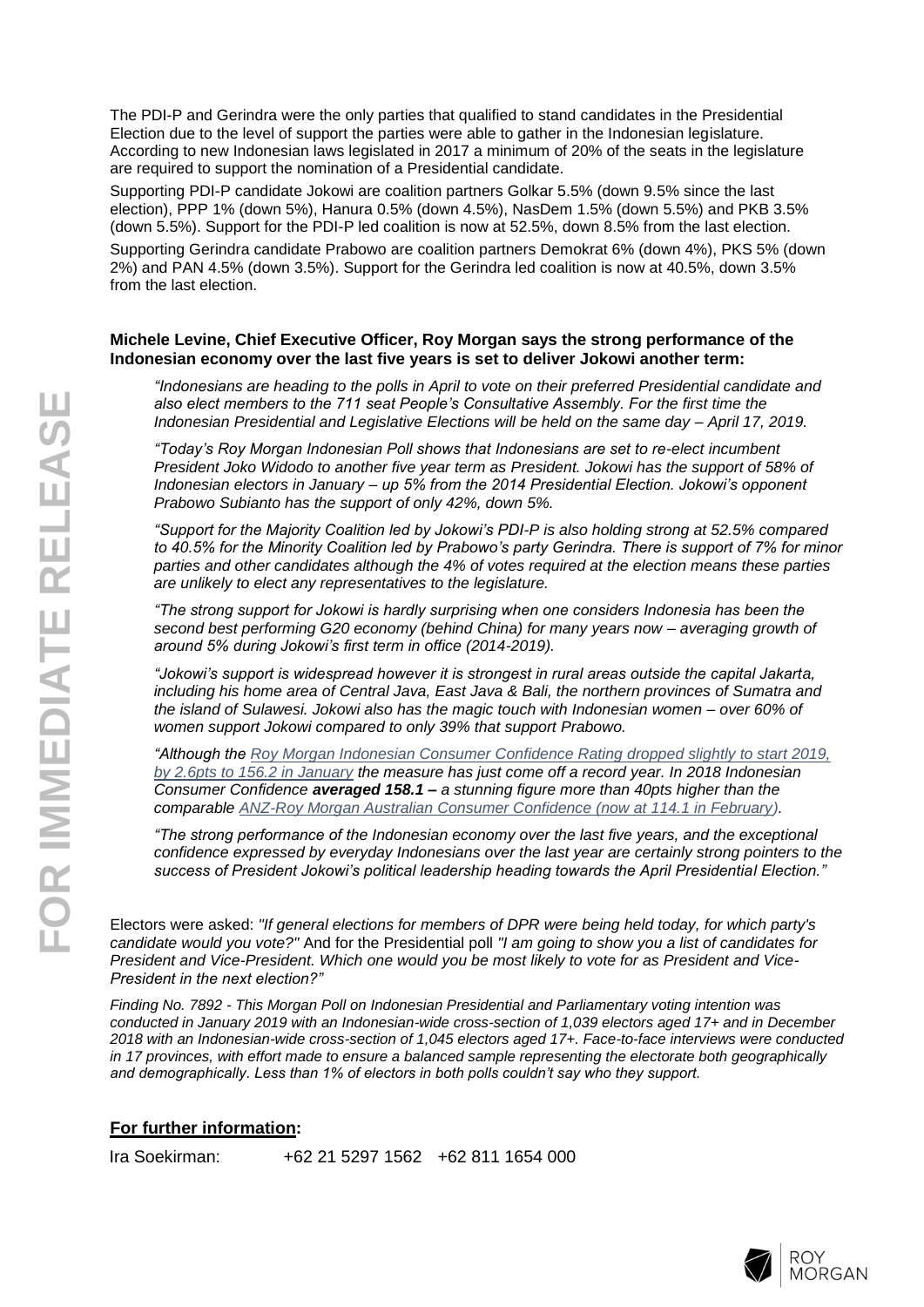The PDI-P and Gerindra were the only parties that qualified to stand candidates in the Presidential Election due to the level of support the parties were able to gather in the Indonesian legislature. According to new Indonesian laws legislated in 2017 a minimum of 20% of the seats in the legislature are required to support the nomination of a Presidential candidate.

Supporting PDI-P candidate Jokowi are coalition partners Golkar 5.5% (down 9.5% since the last election), PPP 1% (down 5%), Hanura 0.5% (down 4.5%), NasDem 1.5% (down 5.5%) and PKB 3.5% (down 5.5%). Support for the PDI-P led coalition is now at 52.5%, down 8.5% from the last election.

Supporting Gerindra candidate Prabowo are coalition partners Demokrat 6% (down 4%), PKS 5% (down 2%) and PAN 4.5% (down 3.5%). Support for the Gerindra led coalition is now at 40.5%, down 3.5% from the last election.

**Michele Levine, Chief Executive Officer, Roy Morgan says the strong performance of the Indonesian economy over the last five years is set to deliver Jokowi another term:**

*"Indonesians are heading to the polls in April to vote on their preferred Presidential candidate and also elect members to the 711 seat People's Consultative Assembly. For the first time the Indonesian Presidential and Legislative Elections will be held on the same day – April 17, 2019.*

*"Today's Roy Morgan Indonesian Poll shows that Indonesians are set to re-elect incumbent President Joko Widodo to another five year term as President. Jokowi has the support of 58% of Indonesian electors in January – up 5% from the 2014 Presidential Election. Jokowi's opponent Prabowo Subianto has the support of only 42%, down 5%.*

*"Support for the Majority Coalition led by Jokowi's PDI-P is also holding strong at 52.5% compared to 40.5% for the Minority Coalition led by Prabowo's party Gerindra. There is support of 7% for minor parties and other candidates although the 4% of votes required at the election means these parties are unlikely to elect any representatives to the legislature.*

*"The strong support for Jokowi is hardly surprising when one considers Indonesia has been the second best performing G20 economy (behind China) for many years now – averaging growth of around 5% during Jokowi's first term in office (2014-2019).*

*"Jokowi's support is widespread however it is strongest in rural areas outside the capital Jakarta, including his home area of Central Java, East Java & Bali, the northern provinces of Sumatra and the island of Sulawesi. Jokowi also has the magic touch with Indonesian women – over 60% of women support Jokowi compared to only 39% that support Prabowo.*

*"Although the Roy Morgan Indonesian Consumer Confidence Rating dropped slightly to start 2019, by 2.6pts to 156.2 in January the measure has just come off a record year. In 2018 Indonesian Consumer Confidence **averaged 158.1 –** a stunning figure more than 40pts higher than the comparable ANZ-Roy Morgan Australian Consumer Confidence (now at 114.1 in February).*

*"The strong performance of the Indonesian economy over the last five years, and the exceptional confidence expressed by everyday Indonesians over the last year are certainly strong pointers to the success of President Jokowi's political leadership heading towards the April Presidential Election."*

Electors were asked: *"If general elections for members of DPR were being held today, for which party's candidate would you vote?"* And for the Presidential poll *"I am going to show you a list of candidates for President and Vice-President. Which one would you be most likely to vote for as President and Vice-President in the next election?"*

*Finding No. 7892 - This Morgan Poll on Indonesian Presidential and Parliamentary voting intention was conducted in January 2019 with an Indonesian-wide cross-section of 1,039 electors aged 17+ and in December 2018 with an Indonesian-wide cross-section of 1,045 electors aged 17+. Face-to-face interviews were conducted in 17 provinces, with effort made to ensure a balanced sample representing the electorate both geographically and demographically. Less than 1% of electors in both polls couldn't say who they support.*

**For further information:**

Ira Soekirman: +62 21 5297 1562 +62 811 1654 000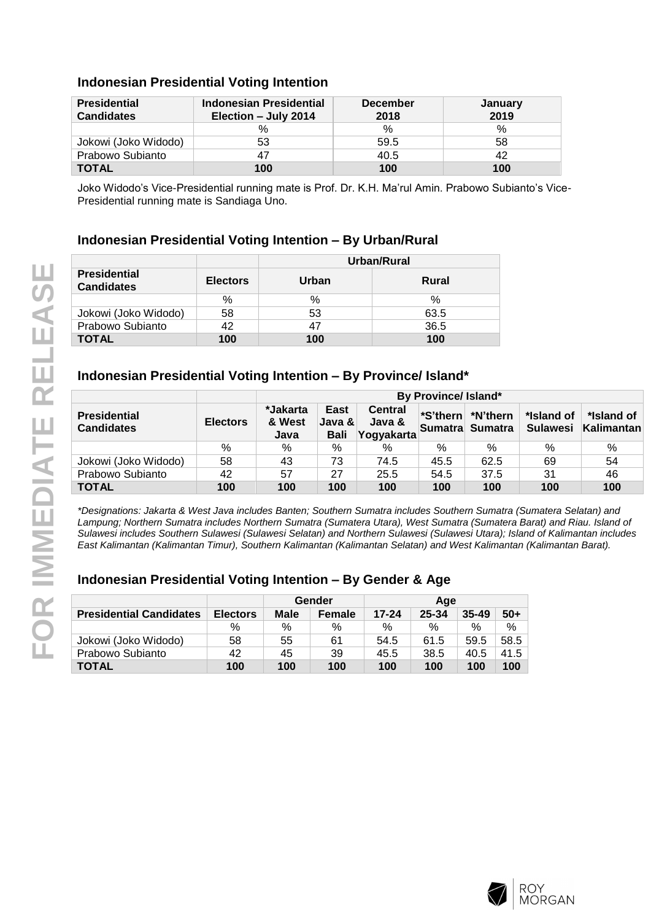## Indonesian Presidential Voting Intention

| Presidential Candidates | Indonesian Presidential Election – July 2014 | December 2018 | January 2019 |
|---|---|---|---|
| | % | % | % |
| Jokowi (Joko Widodo) | 53 | 59.5 | 58 |
| Prabowo Subianto | 47 | 40.5 | 42 |
| **TOTAL** | **100** | **100** | **100** |

Joko Widodo's Vice-Presidential running mate is Prof. Dr. K.H. Ma'rul Amin. Prabowo Subianto's Vice-Presidential running mate is Sandiaga Uno.

## Indonesian Presidential Voting Intention – By Urban/Rural

| | | Urban/Rural | |
|---|---|---|---|
| **Presidential Candidates** | **Electors** | **Urban** | **Rural** |
| | % | % | % |
| Jokowi (Joko Widodo) | 58 | 53 | 63.5 |
| Prabowo Subianto | 42 | 47 | 36.5 |
| **TOTAL** | **100** | **100** | **100** |

## Indonesian Presidential Voting Intention – By Province/ Island*

| | | By Province/ Island* | | | | | | |
|---|---|---|---|---|---|---|---|---|
| **Presidential Candidates** | **Electors** | ***Jakarta & West Java** | **East Java & Bali** | **Central Java & Yogyakarta** | ***S'thern Sumatra** | ***N'thern Sumatra** | ***Island of Sulawesi** | ***Island of Kalimantan** |
| | % | % | % | % | % | % | % | % |
| Jokowi (Joko Widodo) | 58 | 43 | 73 | 74.5 | 45.5 | 62.5 | 69 | 54 |
| Prabowo Subianto | 42 | 57 | 27 | 25.5 | 54.5 | 37.5 | 31 | 46 |
| **TOTAL** | **100** | **100** | **100** | **100** | **100** | **100** | **100** | **100** |

*\*Designations: Jakarta & West Java includes Banten; Southern Sumatra includes Southern Sumatra (Sumatera Selatan) and Lampung; Northern Sumatra includes Northern Sumatra (Sumatera Utara), West Sumatra (Sumatera Barat) and Riau. Island of Sulawesi includes Southern Sulawesi (Sulawesi Selatan) and Northern Sulawesi (Sulawesi Utara); Island of Kalimantan includes East Kalimantan (Kalimantan Timur), Southern Kalimantan (Kalimantan Selatan) and West Kalimantan (Kalimantan Barat).*

## Indonesian Presidential Voting Intention – By Gender & Age

| | | Gender | | Age | | | |
|---|---|---|---|---|---|---|---|
| **Presidential Candidates** | **Electors** | **Male** | **Female** | **17-24** | **25-34** | **35-49** | **50+** |
| | % | % | % | % | % | % | % |
| Jokowi (Joko Widodo) | 58 | 55 | 61 | 54.5 | 61.5 | 59.5 | 58.5 |
| Prabowo Subianto | 42 | 45 | 39 | 45.5 | 38.5 | 40.5 | 41.5 |
| **TOTAL** | **100** | **100** | **100** | **100** | **100** | **100** | **100** |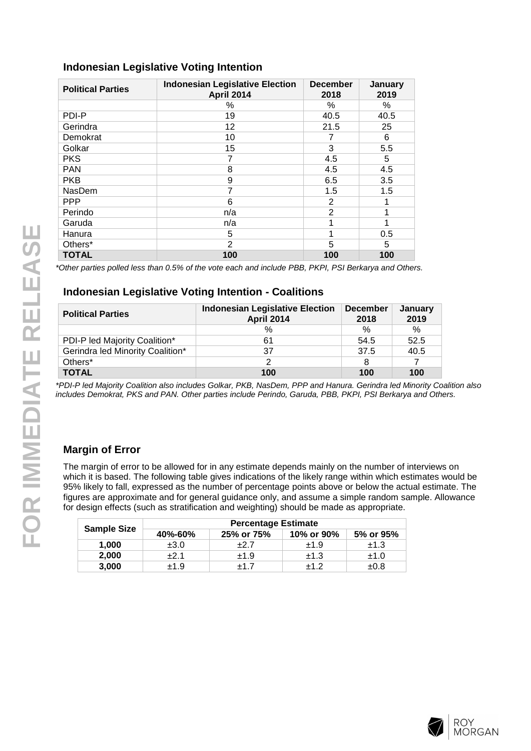### Indonesian Legislative Voting Intention

| Political Parties | Indonesian Legislative Election April 2014 | December 2018 | January 2019 |
|---|---|---|---|
| | % | % | % |
| PDI-P | 19 | 40.5 | 40.5 |
| Gerindra | 12 | 21.5 | 25 |
| Demokrat | 10 | 7 | 6 |
| Golkar | 15 | 3 | 5.5 |
| PKS | 7 | 4.5 | 5 |
| PAN | 8 | 4.5 | 4.5 |
| PKB | 9 | 6.5 | 3.5 |
| NasDem | 7 | 1.5 | 1.5 |
| PPP | 6 | 2 | 1 |
| Perindo | n/a | 2 | 1 |
| Garuda | n/a | 1 | 1 |
| Hanura | 5 | 1 | 0.5 |
| Others* | 2 | 5 | 5 |
| **TOTAL** | **100** | **100** | **100** |

*\*Other parties polled less than 0.5% of the vote each and include PBB, PKPI, PSI Berkarya and Others.*

### Indonesian Legislative Voting Intention - Coalitions

| Political Parties | Indonesian Legislative Election April 2014 | December 2018 | January 2019 |
|---|---|---|---|
| | % | % | % |
| PDI-P led Majority Coalition* | 61 | 54.5 | 52.5 |
| Gerindra led Minority Coalition* | 37 | 37.5 | 40.5 |
| Others* | 2 | 8 | 7 |
| **TOTAL** | **100** | **100** | **100** |

*\*PDI-P led Majority Coalition also includes Golkar, PKB, NasDem, PPP and Hanura. Gerindra led Minority Coalition also includes Demokrat, PKS and PAN. Other parties include Perindo, Garuda, PBB, PKPI, PSI Berkarya and Others.*

### Margin of Error

The margin of error to be allowed for in any estimate depends mainly on the number of interviews on which it is based. The following table gives indications of the likely range within which estimates would be 95% likely to fall, expressed as the number of percentage points above or below the actual estimate. The figures are approximate and for general guidance only, and assume a simple random sample. Allowance for design effects (such as stratification and weighting) should be made as appropriate.

| Sample Size | Percentage Estimate | | | |
|---|---|---|---|---|
| | 40%-60% | 25% or 75% | 10% or 90% | 5% or 95% |
| **1,000** | ±3.0 | ±2.7 | ±1.9 | ±1.3 |
| **2,000** | ±2.1 | ±1.9 | ±1.3 | ±1.0 |
| **3,000** | ±1.9 | ±1.7 | ±1.2 | ±0.8 |